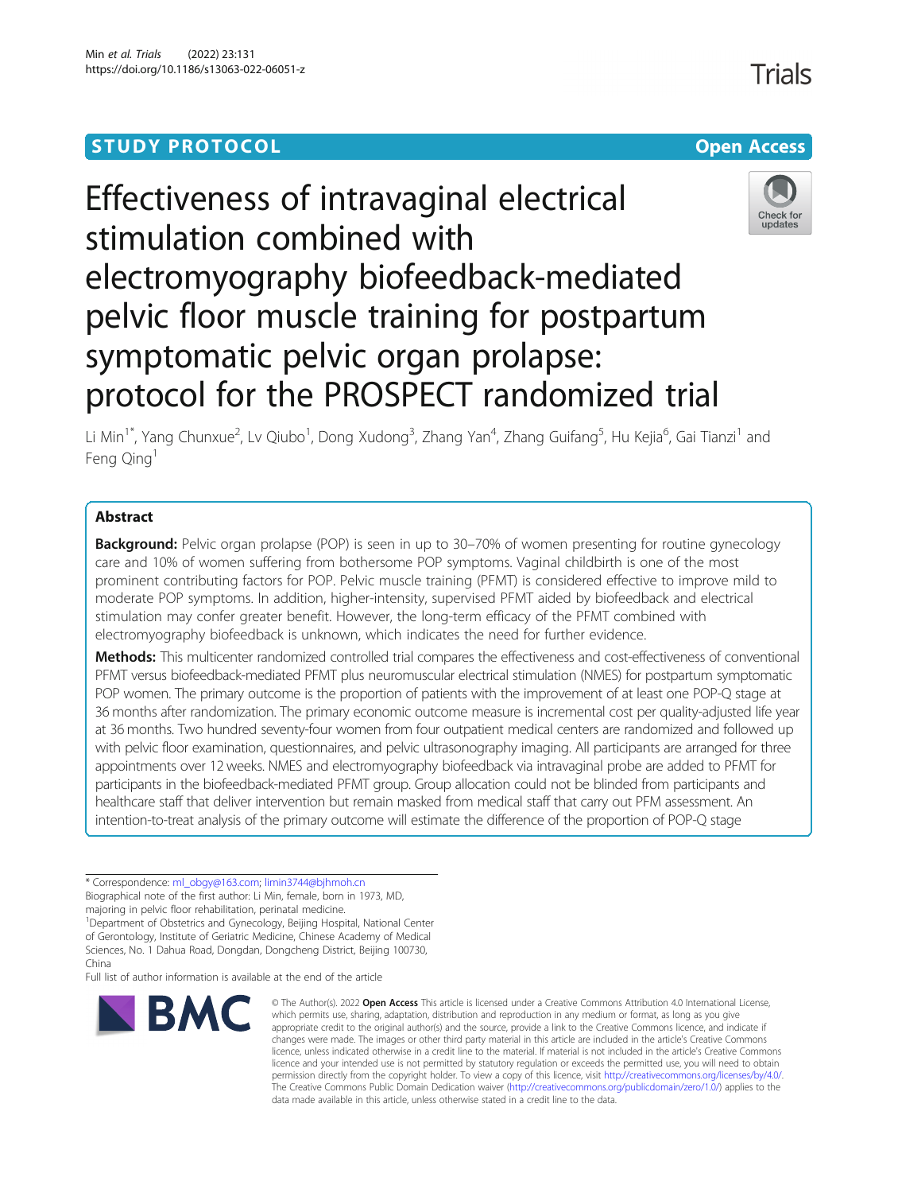## STUDY PROTOCOL

**Open Access**

# Effectiveness of intravaginal electrical stimulation combined with electromyography biofeedback-mediated pelvic floor muscle training for postpartum symptomatic pelvic organ prolapse: protocol for the PROSPECT randomized trial

Li Min[1*], Yang Chunxue[2], Lv Qiubo[1], Dong Xudong[3], Zhang Yan[4], Zhang Guifang[5], Hu Kejia[6], Gai Tianzi[1] and Feng Qing[1]

## Abstract

**Background:** Pelvic organ prolapse (POP) is seen in up to 30–70% of women presenting for routine gynecology care and 10% of women suffering from bothersome POP symptoms. Vaginal childbirth is one of the most prominent contributing factors for POP. Pelvic muscle training (PFMT) is considered effective to improve mild to moderate POP symptoms. In addition, higher-intensity, supervised PFMT aided by biofeedback and electrical stimulation may confer greater benefit. However, the long-term efficacy of the PFMT combined with electromyography biofeedback is unknown, which indicates the need for further evidence.

**Methods:** This multicenter randomized controlled trial compares the effectiveness and cost-effectiveness of conventional PFMT versus biofeedback-mediated PFMT plus neuromuscular electrical stimulation (NMES) for postpartum symptomatic POP women. The primary outcome is the proportion of patients with the improvement of at least one POP-Q stage at 36 months after randomization. The primary economic outcome measure is incremental cost per quality-adjusted life year at 36 months. Two hundred seventy-four women from four outpatient medical centers are randomized and followed up with pelvic floor examination, questionnaires, and pelvic ultrasonography imaging. All participants are arranged for three appointments over 12 weeks. NMES and electromyography biofeedback via intravaginal probe are added to PFMT for participants in the biofeedback-mediated PFMT group. Group allocation could not be blinded from participants and healthcare staff that deliver intervention but remain masked from medical staff that carry out PFM assessment. An intention-to-treat analysis of the primary outcome will estimate the difference of the proportion of POP-Q stage

\* Correspondence: ml_obgy@163.com; limin3744@bjhmoh.cn

Biographical note of the first author: Li Min, female, born in 1973, MD, majoring in pelvic floor rehabilitation, perinatal medicine.

[1]Department of Obstetrics and Gynecology, Beijing Hospital, National Center of Gerontology, Institute of Geriatric Medicine, Chinese Academy of Medical Sciences, No. 1 Dahua Road, Dongdan, Dongcheng District, Beijing 100730, China

Full list of author information is available at the end of the article

© The Author(s). 2022 **Open Access** This article is licensed under a Creative Commons Attribution 4.0 International License, which permits use, sharing, adaptation, distribution and reproduction in any medium or format, as long as you give appropriate credit to the original author(s) and the source, provide a link to the Creative Commons licence, and indicate if changes were made. The images or other third party material in this article are included in the article's Creative Commons licence, unless indicated otherwise in a credit line to the material. If material is not included in the article's Creative Commons licence and your intended use is not permitted by statutory regulation or exceeds the permitted use, you will need to obtain permission directly from the copyright holder. To view a copy of this licence, visit http://creativecommons.org/licenses/by/4.0/. The Creative Commons Public Domain Dedication waiver (http://creativecommons.org/publicdomain/zero/1.0/) applies to the data made available in this article, unless otherwise stated in a credit line to the data.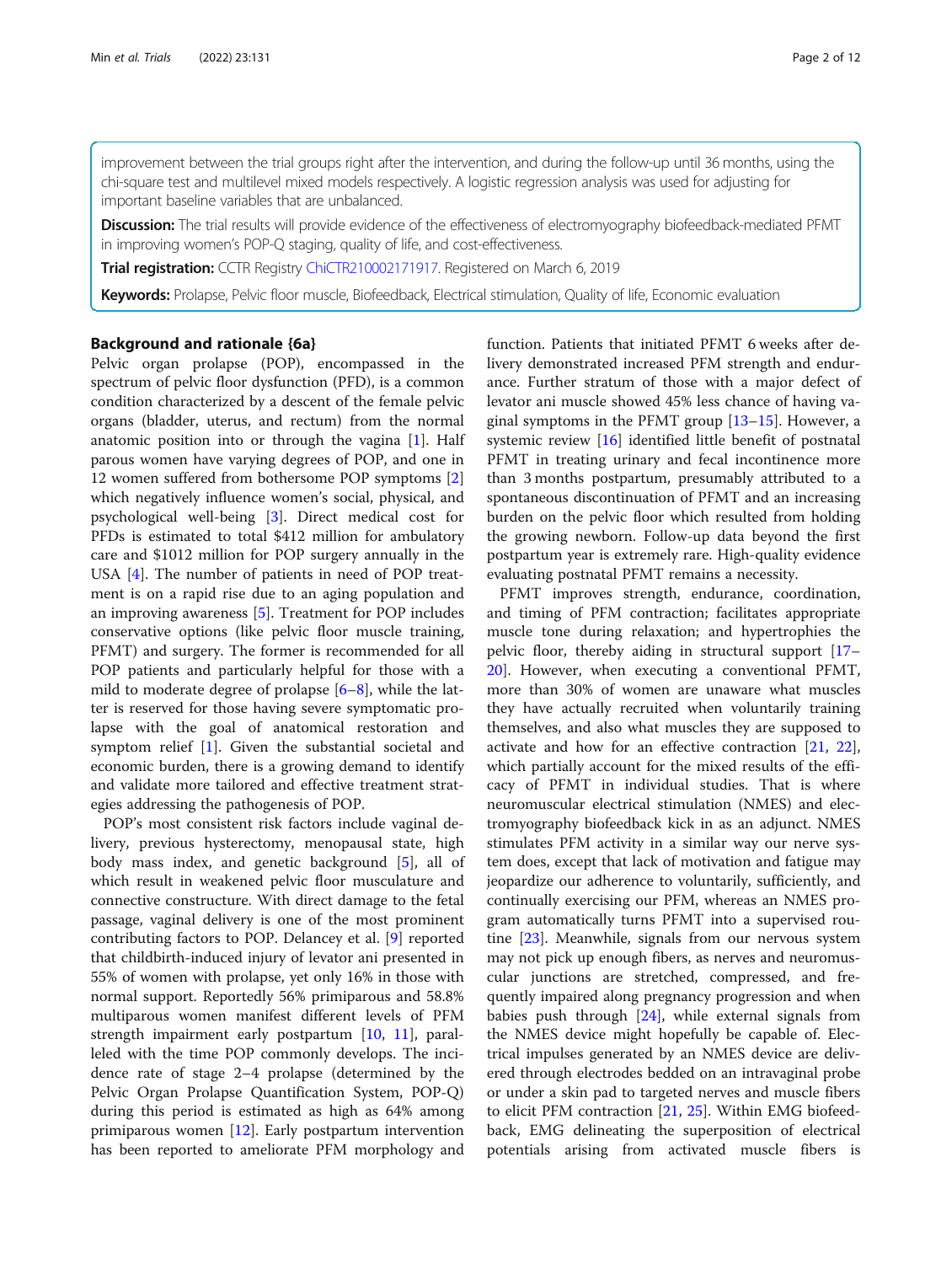improvement between the trial groups right after the intervention, and during the follow-up until 36 months, using the chi-square test and multilevel mixed models respectively. A logistic regression analysis was used for adjusting for important baseline variables that are unbalanced.

**Discussion:** The trial results will provide evidence of the effectiveness of electromyography biofeedback-mediated PFMT in improving women's POP-Q staging, quality of life, and cost-effectiveness.

**Trial registration:** CCTR Registry ChiCTR210002171917. Registered on March 6, 2019

**Keywords:** Prolapse, Pelvic floor muscle, Biofeedback, Electrical stimulation, Quality of life, Economic evaluation

## Background and rationale {6a}

Pelvic organ prolapse (POP), encompassed in the spectrum of pelvic floor dysfunction (PFD), is a common condition characterized by a descent of the female pelvic organs (bladder, uterus, and rectum) from the normal anatomic position into or through the vagina [1]. Half parous women have varying degrees of POP, and one in 12 women suffered from bothersome POP symptoms [2] which negatively influence women's social, physical, and psychological well-being [3]. Direct medical cost for PFDs is estimated to total $412 million for ambulatory care and $1012 million for POP surgery annually in the USA [4]. The number of patients in need of POP treatment is on a rapid rise due to an aging population and an improving awareness [5]. Treatment for POP includes conservative options (like pelvic floor muscle training, PFMT) and surgery. The former is recommended for all POP patients and particularly helpful for those with a mild to moderate degree of prolapse [6–8], while the latter is reserved for those having severe symptomatic prolapse with the goal of anatomical restoration and symptom relief [1]. Given the substantial societal and economic burden, there is a growing demand to identify and validate more tailored and effective treatment strategies addressing the pathogenesis of POP.

POP's most consistent risk factors include vaginal delivery, previous hysterectomy, menopausal state, high body mass index, and genetic background [5], all of which result in weakened pelvic floor musculature and connective constructure. With direct damage to the fetal passage, vaginal delivery is one of the most prominent contributing factors to POP. Delancey et al. [9] reported that childbirth-induced injury of levator ani presented in 55% of women with prolapse, yet only 16% in those with normal support. Reportedly 56% primiparous and 58.8% multiparous women manifest different levels of PFM strength impairment early postpartum [10, 11], paralleled with the time POP commonly develops. The incidence rate of stage 2–4 prolapse (determined by the Pelvic Organ Prolapse Quantification System, POP-Q) during this period is estimated as high as 64% among primiparous women [12]. Early postpartum intervention has been reported to ameliorate PFM morphology and function. Patients that initiated PFMT 6 weeks after delivery demonstrated increased PFM strength and endurance. Further stratum of those with a major defect of levator ani muscle showed 45% less chance of having vaginal symptoms in the PFMT group [13–15]. However, a systemic review [16] identified little benefit of postnatal PFMT in treating urinary and fecal incontinence more than 3 months postpartum, presumably attributed to a spontaneous discontinuation of PFMT and an increasing burden on the pelvic floor which resulted from holding the growing newborn. Follow-up data beyond the first postpartum year is extremely rare. High-quality evidence evaluating postnatal PFMT remains a necessity.

PFMT improves strength, endurance, coordination, and timing of PFM contraction; facilitates appropriate muscle tone during relaxation; and hypertrophies the pelvic floor, thereby aiding in structural support [17–20]. However, when executing a conventional PFMT, more than 30% of women are unaware what muscles they have actually recruited when voluntarily training themselves, and also what muscles they are supposed to activate and how for an effective contraction [21, 22], which partially account for the mixed results of the efficacy of PFMT in individual studies. That is where neuromuscular electrical stimulation (NMES) and electromyography biofeedback kick in as an adjunct. NMES stimulates PFM activity in a similar way our nerve system does, except that lack of motivation and fatigue may jeopardize our adherence to voluntarily, sufficiently, and continually exercising our PFM, whereas an NMES program automatically turns PFMT into a supervised routine [23]. Meanwhile, signals from our nervous system may not pick up enough fibers, as nerves and neuromuscular junctions are stretched, compressed, and frequently impaired along pregnancy progression and when babies push through [24], while external signals from the NMES device might hopefully be capable of. Electrical impulses generated by an NMES device are delivered through electrodes bedded on an intravaginal probe or under a skin pad to targeted nerves and muscle fibers to elicit PFM contraction [21, 25]. Within EMG biofeedback, EMG delineating the superposition of electrical potentials arising from activated muscle fibers is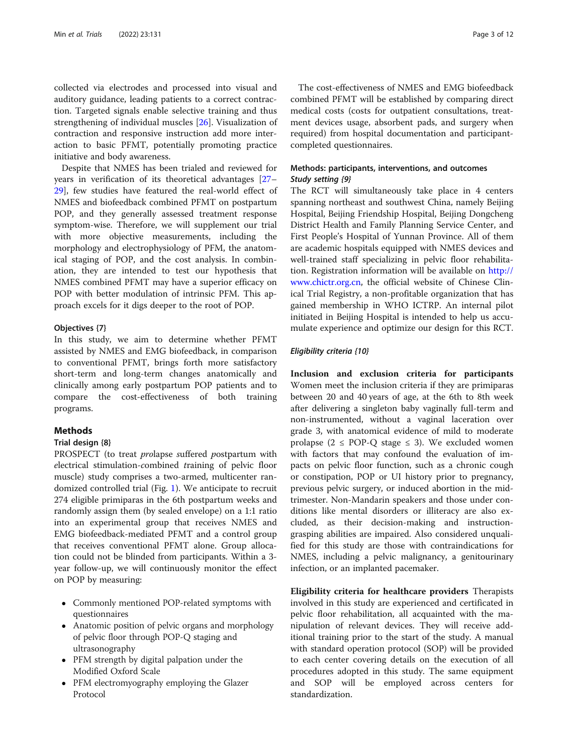collected via electrodes and processed into visual and auditory guidance, leading patients to a correct contraction. Targeted signals enable selective training and thus strengthening of individual muscles [26]. Visualization of contraction and responsive instruction add more interaction to basic PFMT, potentially promoting practice initiative and body awareness.

Despite that NMES has been trialed and reviewed for years in verification of its theoretical advantages [27–29], few studies have featured the real-world effect of NMES and biofeedback combined PFMT on postpartum POP, and they generally assessed treatment response symptom-wise. Therefore, we will supplement our trial with more objective measurements, including the morphology and electrophysiology of PFM, the anatomical staging of POP, and the cost analysis. In combination, they are intended to test our hypothesis that NMES combined PFMT may have a superior efficacy on POP with better modulation of intrinsic PFM. This approach excels for it digs deeper to the root of POP.

### Objectives {7}

In this study, we aim to determine whether PFMT assisted by NMES and EMG biofeedback, in comparison to conventional PFMT, brings forth more satisfactory short-term and long-term changes anatomically and clinically among early postpartum POP patients and to compare the cost-effectiveness of both training programs.

## Methods

### Trial design {8}

PROSPECT (to treat *pro*lapse *s*uffered *p*ostpartum with *e*lectrical stimulation-*c*ombined *t*raining of pelvic floor muscle) study comprises a two-armed, multicenter randomized controlled trial (Fig. 1). We anticipate to recruit 274 eligible primiparas in the 6th postpartum weeks and randomly assign them (by sealed envelope) on a 1:1 ratio into an experimental group that receives NMES and EMG biofeedback-mediated PFMT and a control group that receives conventional PFMT alone. Group allocation could not be blinded from participants. Within a 3-year follow-up, we will continuously monitor the effect on POP by measuring:

- Commonly mentioned POP-related symptoms with questionnaires
- Anatomic position of pelvic organs and morphology of pelvic floor through POP-Q staging and ultrasonography
- PFM strength by digital palpation under the Modified Oxford Scale
- PFM electromyography employing the Glazer Protocol

The cost-effectiveness of NMES and EMG biofeedback combined PFMT will be established by comparing direct medical costs (costs for outpatient consultations, treatment devices usage, absorbent pads, and surgery when required) from hospital documentation and participant-completed questionnaires.

### Methods: participants, interventions, and outcomes

#### *Study setting {9}*

The RCT will simultaneously take place in 4 centers spanning northeast and southwest China, namely Beijing Hospital, Beijing Friendship Hospital, Beijing Dongcheng District Health and Family Planning Service Center, and First People's Hospital of Yunnan Province. All of them are academic hospitals equipped with NMES devices and well-trained staff specializing in pelvic floor rehabilitation. Registration information will be available on http://www.chictr.org.cn, the official website of Chinese Clinical Trial Registry, a non-profitable organization that has gained membership in WHO ICTRP. An internal pilot initiated in Beijing Hospital is intended to help us accumulate experience and optimize our design for this RCT.

#### *Eligibility criteria {10}*

**Inclusion and exclusion criteria for participants** Women meet the inclusion criteria if they are primiparas between 20 and 40 years of age, at the 6th to 8th week after delivering a singleton baby vaginally full-term and non-instrumented, without a vaginal laceration over grade 3, with anatomical evidence of mild to moderate prolapse ($2 \leq$ POP-Q stage $\leq 3$). We excluded women with factors that may confound the evaluation of impacts on pelvic floor function, such as a chronic cough or constipation, POP or UI history prior to pregnancy, previous pelvic surgery, or induced abortion in the mid-trimester. Non-Mandarin speakers and those under conditions like mental disorders or illiteracy are also excluded, as their decision-making and instruction-grasping abilities are impaired. Also considered unqualified for this study are those with contraindications for NMES, including a pelvic malignancy, a genitourinary infection, or an implanted pacemaker.

**Eligibility criteria for healthcare providers** Therapists involved in this study are experienced and certificated in pelvic floor rehabilitation, all acquainted with the manipulation of relevant devices. They will receive additional training prior to the start of the study. A manual with standard operation protocol (SOP) will be provided to each center covering details on the execution of all procedures adopted in this study. The same equipment and SOP will be employed across centers for standardization.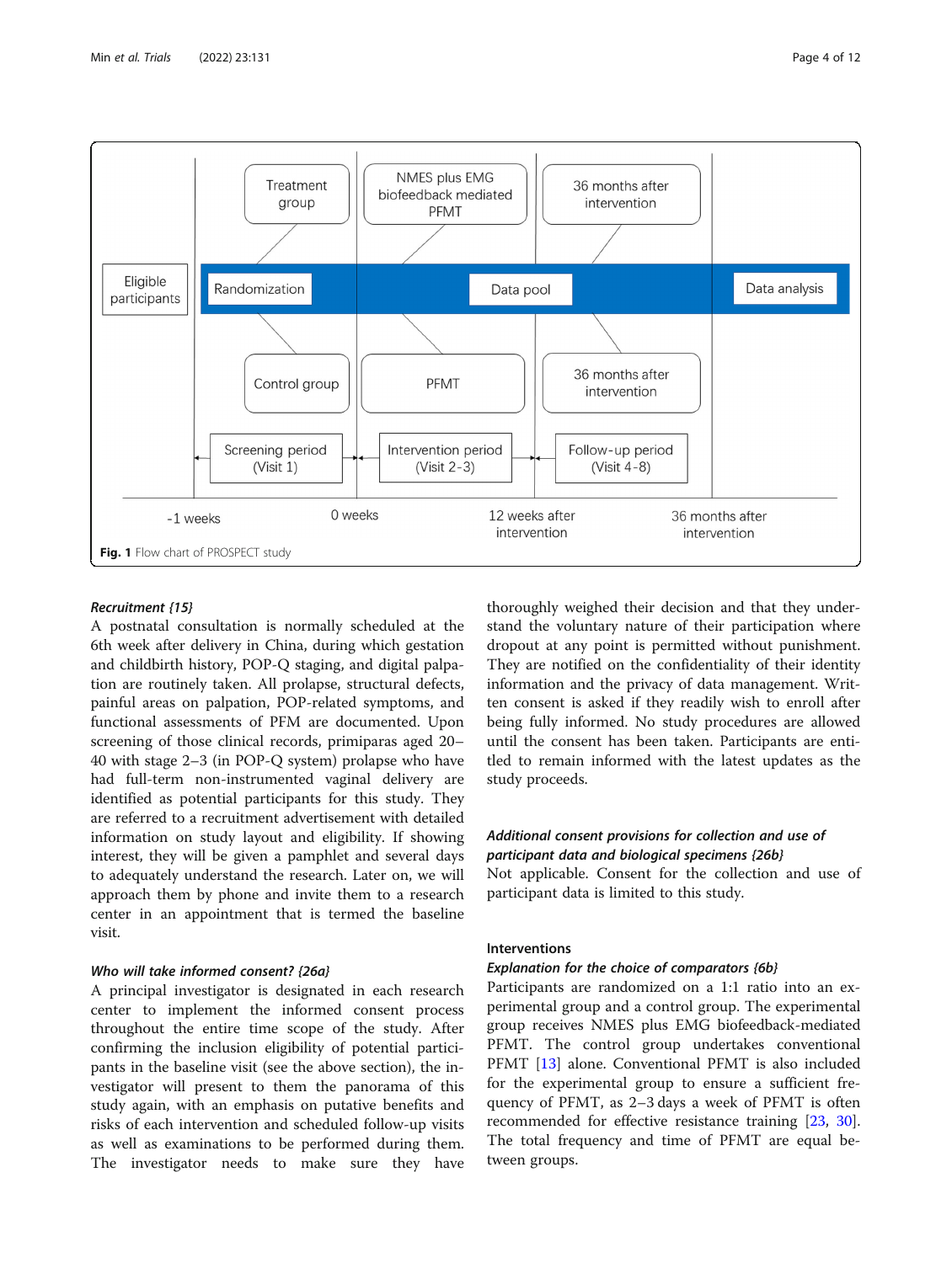Fig. 1 Flow chart of PROSPECT study

### Recruitment {15}

A postnatal consultation is normally scheduled at the 6th week after delivery in China, during which gestation and childbirth history, POP-Q staging, and digital palpation are routinely taken. All prolapse, structural defects, painful areas on palpation, POP-related symptoms, and functional assessments of PFM are documented. Upon screening of those clinical records, primiparas aged 20–40 with stage 2–3 (in POP-Q system) prolapse who have had full-term non-instrumented vaginal delivery are identified as potential participants for this study. They are referred to a recruitment advertisement with detailed information on study layout and eligibility. If showing interest, they will be given a pamphlet and several days to adequately understand the research. Later on, we will approach them by phone and invite them to a research center in an appointment that is termed the baseline visit.

### Who will take informed consent? {26a}

A principal investigator is designated in each research center to implement the informed consent process throughout the entire time scope of the study. After confirming the inclusion eligibility of potential participants in the baseline visit (see the above section), the investigator will present to them the panorama of this study again, with an emphasis on putative benefits and risks of each intervention and scheduled follow-up visits as well as examinations to be performed during them. The investigator needs to make sure they have thoroughly weighed their decision and that they understand the voluntary nature of their participation where dropout at any point is permitted without punishment. They are notified on the confidentiality of their identity information and the privacy of data management. Written consent is asked if they readily wish to enroll after being fully informed. No study procedures are allowed until the consent has been taken. Participants are entitled to remain informed with the latest updates as the study proceeds.

### Additional consent provisions for collection and use of participant data and biological specimens {26b}

Not applicable. Consent for the collection and use of participant data is limited to this study.

## Interventions

### Explanation for the choice of comparators {6b}

Participants are randomized on a 1:1 ratio into an experimental group and a control group. The experimental group receives NMES plus EMG biofeedback-mediated PFMT. The control group undertakes conventional PFMT [13] alone. Conventional PFMT is also included for the experimental group to ensure a sufficient frequency of PFMT, as 2–3 days a week of PFMT is often recommended for effective resistance training [23, 30]. The total frequency and time of PFMT are equal between groups.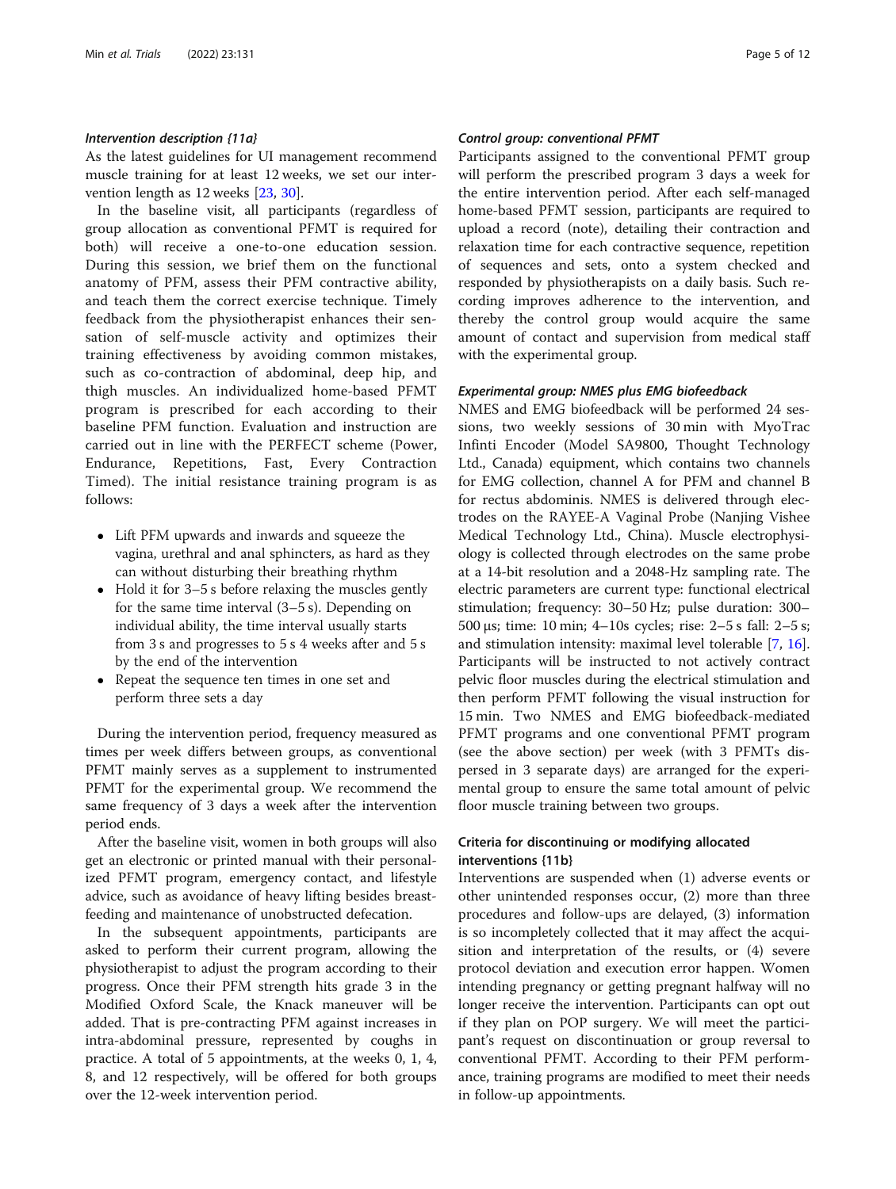#### *Intervention description {11a}*

As the latest guidelines for UI management recommend muscle training for at least 12 weeks, we set our intervention length as 12 weeks [23, 30].

In the baseline visit, all participants (regardless of group allocation as conventional PFMT is required for both) will receive a one-to-one education session. During this session, we brief them on the functional anatomy of PFM, assess their PFM contractive ability, and teach them the correct exercise technique. Timely feedback from the physiotherapist enhances their sensation of self-muscle activity and optimizes their training effectiveness by avoiding common mistakes, such as co-contraction of abdominal, deep hip, and thigh muscles. An individualized home-based PFMT program is prescribed for each according to their baseline PFM function. Evaluation and instruction are carried out in line with the PERFECT scheme (Power, Endurance, Repetitions, Fast, Every Contraction Timed). The initial resistance training program is as follows:

- Lift PFM upwards and inwards and squeeze the vagina, urethral and anal sphincters, as hard as they can without disturbing their breathing rhythm
- Hold it for 3–5 s before relaxing the muscles gently for the same time interval (3–5 s). Depending on individual ability, the time interval usually starts from 3 s and progresses to 5 s 4 weeks after and 5 s by the end of the intervention
- Repeat the sequence ten times in one set and perform three sets a day

During the intervention period, frequency measured as times per week differs between groups, as conventional PFMT mainly serves as a supplement to instrumented PFMT for the experimental group. We recommend the same frequency of 3 days a week after the intervention period ends.

After the baseline visit, women in both groups will also get an electronic or printed manual with their personalized PFMT program, emergency contact, and lifestyle advice, such as avoidance of heavy lifting besides breastfeeding and maintenance of unobstructed defecation.

In the subsequent appointments, participants are asked to perform their current program, allowing the physiotherapist to adjust the program according to their progress. Once their PFM strength hits grade 3 in the Modified Oxford Scale, the Knack maneuver will be added. That is pre-contracting PFM against increases in intra-abdominal pressure, represented by coughs in practice. A total of 5 appointments, at the weeks 0, 1, 4, 8, and 12 respectively, will be offered for both groups over the 12-week intervention period.

#### *Control group: conventional PFMT*

Participants assigned to the conventional PFMT group will perform the prescribed program 3 days a week for the entire intervention period. After each self-managed home-based PFMT session, participants are required to upload a record (note), detailing their contraction and relaxation time for each contractive sequence, repetition of sequences and sets, onto a system checked and responded by physiotherapists on a daily basis. Such recording improves adherence to the intervention, and thereby the control group would acquire the same amount of contact and supervision from medical staff with the experimental group.

#### *Experimental group: NMES plus EMG biofeedback*

NMES and EMG biofeedback will be performed 24 sessions, two weekly sessions of 30 min with MyoTrac Infinti Encoder (Model SA9800, Thought Technology Ltd., Canada) equipment, which contains two channels for EMG collection, channel A for PFM and channel B for rectus abdominis. NMES is delivered through electrodes on the RAYEE-A Vaginal Probe (Nanjing Vishee Medical Technology Ltd., China). Muscle electrophysiology is collected through electrodes on the same probe at a 14-bit resolution and a 2048-Hz sampling rate. The electric parameters are current type: functional electrical stimulation; frequency: 30–50 Hz; pulse duration: 300–500 μs; time: 10 min; 4–10s cycles; rise: 2–5 s fall: 2–5 s; and stimulation intensity: maximal level tolerable [7, 16]. Participants will be instructed to not actively contract pelvic floor muscles during the electrical stimulation and then perform PFMT following the visual instruction for 15 min. Two NMES and EMG biofeedback-mediated PFMT programs and one conventional PFMT program (see the above section) per week (with 3 PFMTs dispersed in 3 separate days) are arranged for the experimental group to ensure the same total amount of pelvic floor muscle training between two groups.

### Criteria for discontinuing or modifying allocated interventions {11b}

Interventions are suspended when (1) adverse events or other unintended responses occur, (2) more than three procedures and follow-ups are delayed, (3) information is so incompletely collected that it may affect the acquisition and interpretation of the results, or (4) severe protocol deviation and execution error happen. Women intending pregnancy or getting pregnant halfway will no longer receive the intervention. Participants can opt out if they plan on POP surgery. We will meet the participant's request on discontinuation or group reversal to conventional PFMT. According to their PFM performance, training programs are modified to meet their needs in follow-up appointments.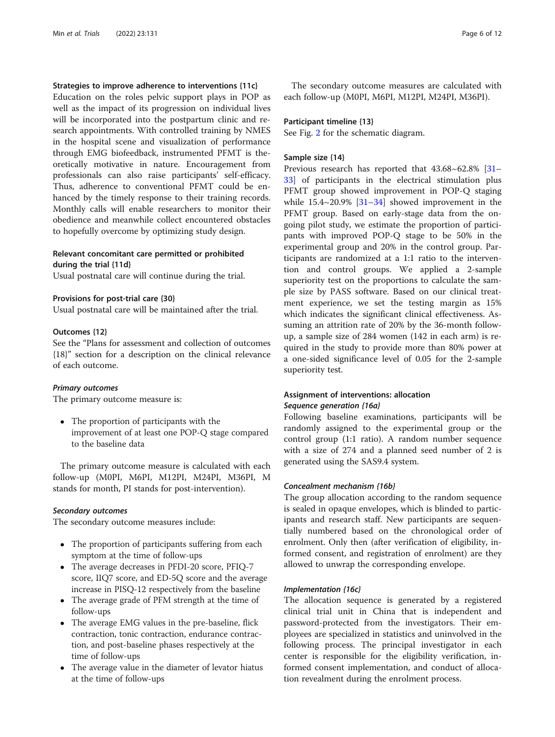### Strategies to improve adherence to interventions {11c}

Education on the roles pelvic support plays in POP as well as the impact of its progression on individual lives will be incorporated into the postpartum clinic and research appointments. With controlled training by NMES in the hospital scene and visualization of performance through EMG biofeedback, instrumented PFMT is theoretically motivative in nature. Encouragement from professionals can also raise participants' self-efficacy. Thus, adherence to conventional PFMT could be enhanced by the timely response to their training records. Monthly calls will enable researchers to monitor their obedience and meanwhile collect encountered obstacles to hopefully overcome by optimizing study design.

### Relevant concomitant care permitted or prohibited during the trial {11d}

Usual postnatal care will continue during the trial.

### Provisions for post-trial care {30}

Usual postnatal care will be maintained after the trial.

### Outcomes {12}

See the "Plans for assessment and collection of outcomes {18}" section for a description on the clinical relevance of each outcome.

#### *Primary outcomes*

The primary outcome measure is:

- The proportion of participants with the improvement of at least one POP-Q stage compared to the baseline data

The primary outcome measure is calculated with each follow-up (M0PI, M6PI, M12PI, M24PI, M36PI, M stands for month, PI stands for post-intervention).

#### *Secondary outcomes*

The secondary outcome measures include:

- The proportion of participants suffering from each symptom at the time of follow-ups
- The average decreases in PFDI-20 score, PFIQ-7 score, IIQ7 score, and ED-5Q score and the average increase in PISQ-12 respectively from the baseline
- The average grade of PFM strength at the time of follow-ups
- The average EMG values in the pre-baseline, flick contraction, tonic contraction, endurance contraction, and post-baseline phases respectively at the time of follow-ups
- The average value in the diameter of levator hiatus at the time of follow-ups

The secondary outcome measures are calculated with each follow-up (M0PI, M6PI, M12PI, M24PI, M36PI).

### Participant timeline {13}

See Fig. 2 for the schematic diagram.

### Sample size {14}

Previous research has reported that 43.68~62.8% [31–33] of participants in the electrical stimulation plus PFMT group showed improvement in POP-Q staging while 15.4~20.9% [31–34] showed improvement in the PFMT group. Based on early-stage data from the ongoing pilot study, we estimate the proportion of participants with improved POP-Q stage to be 50% in the experimental group and 20% in the control group. Participants are randomized at a 1:1 ratio to the intervention and control groups. We applied a 2-sample superiority test on the proportions to calculate the sample size by PASS software. Based on our clinical treatment experience, we set the testing margin as 15% which indicates the significant clinical effectiveness. Assuming an attrition rate of 20% by the 36-month follow-up, a sample size of 284 women (142 in each arm) is required in the study to provide more than 80% power at a one-sided significance level of 0.05 for the 2-sample superiority test.

### Assignment of interventions: allocation

#### *Sequence generation {16a}*

Following baseline examinations, participants will be randomly assigned to the experimental group or the control group (1:1 ratio). A random number sequence with a size of 274 and a planned seed number of 2 is generated using the SAS9.4 system.

#### *Concealment mechanism {16b}*

The group allocation according to the random sequence is sealed in opaque envelopes, which is blinded to participants and research staff. New participants are sequentially numbered based on the chronological order of enrolment. Only then (after verification of eligibility, informed consent, and registration of enrolment) are they allowed to unwrap the corresponding envelope.

#### *Implementation {16c}*

The allocation sequence is generated by a registered clinical trial unit in China that is independent and password-protected from the investigators. Their employees are specialized in statistics and uninvolved in the following process. The principal investigator in each center is responsible for the eligibility verification, informed consent implementation, and conduct of allocation revealment during the enrolment process.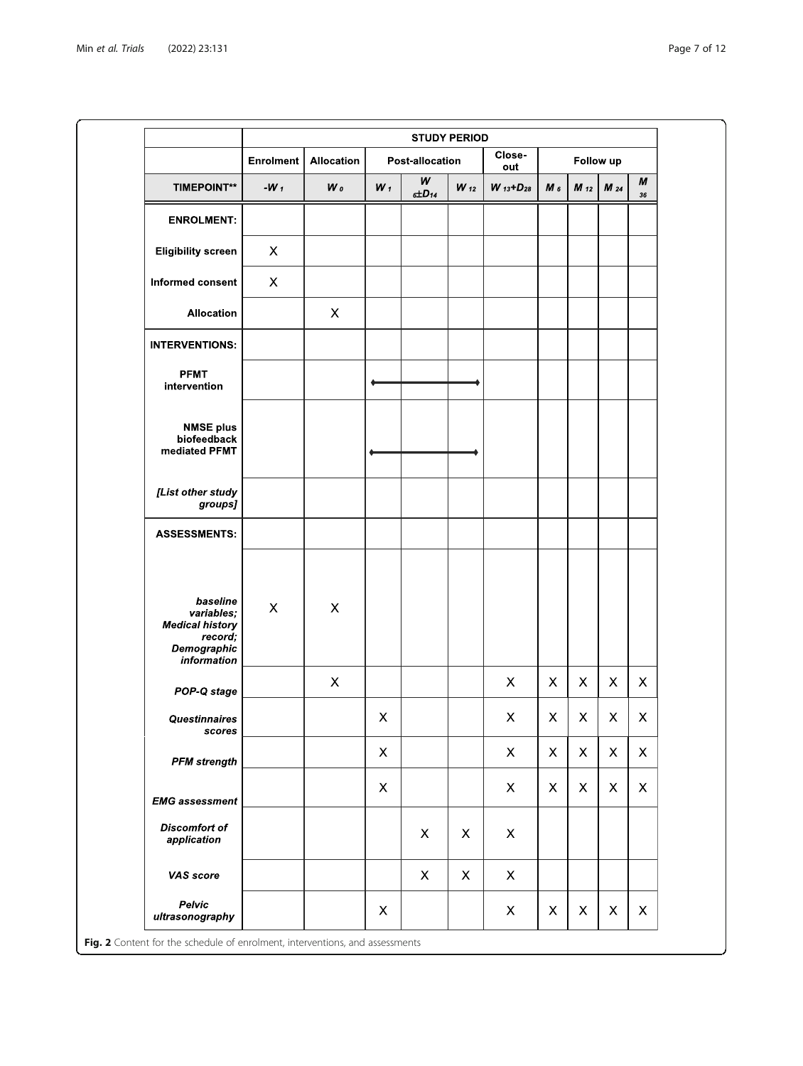| | STUDY PERIOD | | | | | | | | | |
|---|---|---|---|---|---|---|---|---|---|---|
| | Enrolment | Allocation | Post-allocation | | | Close-out | Follow up | | | |
| **TIMEPOINT**** | $-W_1$ | $W_0$ | $W_1$ | $W_6 \pm D_{14}$ | $W_{12}$ | $W_{13}$+$D_{28}$ | $M_6$ | $M_{12}$ | $M_{24}$ | $M_{36}$ |
| **ENROLMENT:** | | | | | | | | | | |
| **Eligibility screen** | X | | | | | | | | | |
| **Informed consent** | X | | | | | | | | | |
| **Allocation** | | X | | | | | | | | |
| **INTERVENTIONS:** | | | | | | | | | | |
| **PFMT intervention** | | | ◆——— | ———— | ———◆ | | | | | |
| **NMSE plus biofeedback mediated PFMT** | | | ◆——— | ———— | ———◆ | | | | | |
| ***[List other study groups]*** | | | | | | | | | | |
| **ASSESSMENTS:** | | | | | | | | | | |
| ***baseline variables; Medical history record; Demographic information*** | X | X | | | | | | | | |
| ***POP-Q stage*** | | X | | | | X | X | X | X | X |
| ***Questinnaires scores*** | | | X | | | X | X | X | X | X |
| ***PFM strength*** | | | X | | | X | X | X | X | X |
| ***EMG assessment*** | | | X | | | X | X | X | X | X |
| ***Discomfort of application*** | | | | X | X | X | | | | |
| ***VAS score*** | | | | X | X | X | | | | |
| ***Pelvic ultrasonography*** | | | X | | | X | X | X | X | X |

**Fig. 2** Content for the schedule of enrolment, interventions, and assessments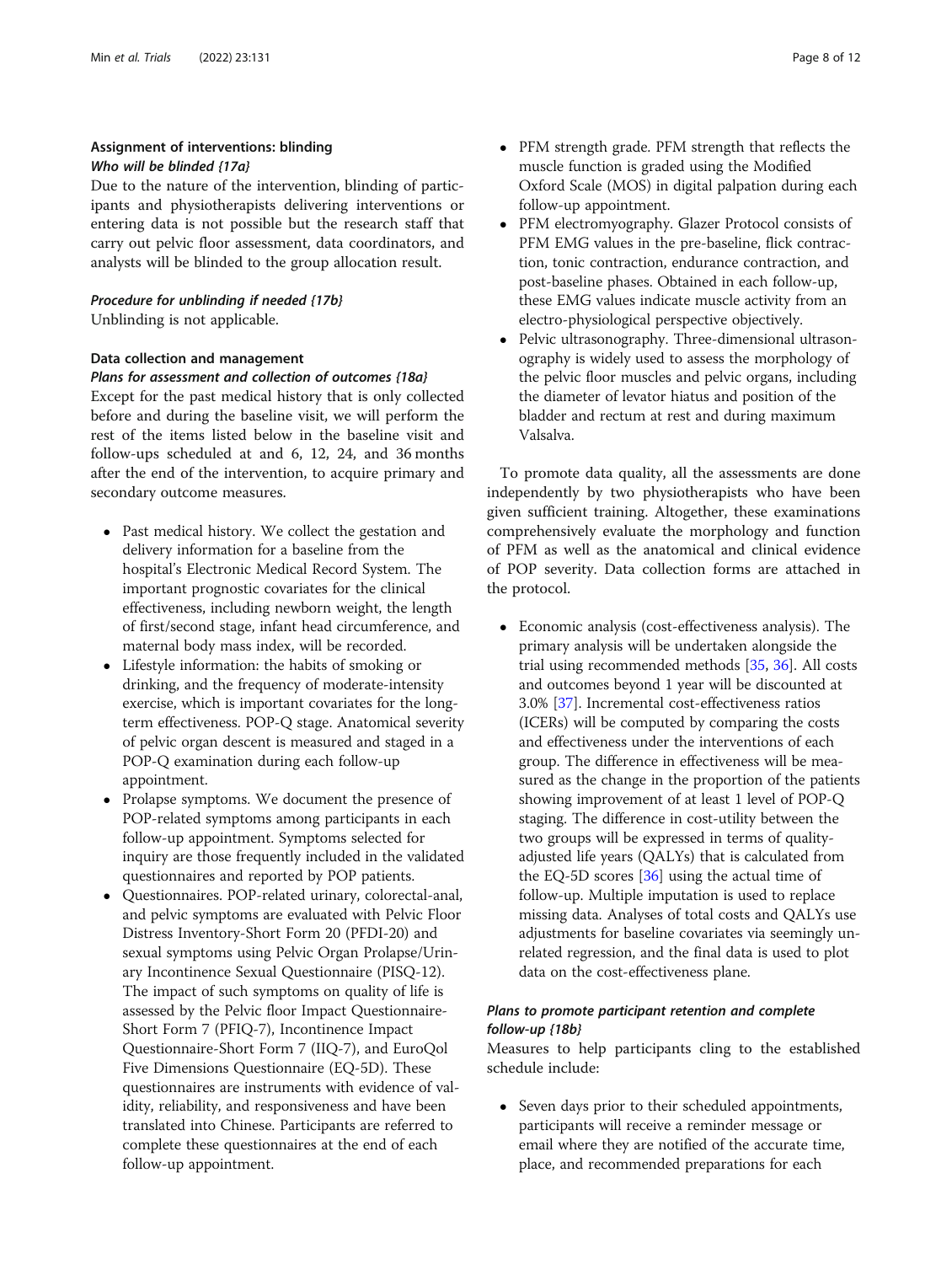### Assignment of interventions: blinding

#### *Who will be blinded {17a}*

Due to the nature of the intervention, blinding of participants and physiotherapists delivering interventions or entering data is not possible but the research staff that carry out pelvic floor assessment, data coordinators, and analysts will be blinded to the group allocation result.

#### *Procedure for unblinding if needed {17b}*

Unblinding is not applicable.

### Data collection and management

#### *Plans for assessment and collection of outcomes {18a}*

Except for the past medical history that is only collected before and during the baseline visit, we will perform the rest of the items listed below in the baseline visit and follow-ups scheduled at and 6, 12, 24, and 36 months after the end of the intervention, to acquire primary and secondary outcome measures.

- Past medical history. We collect the gestation and delivery information for a baseline from the hospital's Electronic Medical Record System. The important prognostic covariates for the clinical effectiveness, including newborn weight, the length of first/second stage, infant head circumference, and maternal body mass index, will be recorded.
- Lifestyle information: the habits of smoking or drinking, and the frequency of moderate-intensity exercise, which is important covariates for the long-term effectiveness. POP-Q stage. Anatomical severity of pelvic organ descent is measured and staged in a POP-Q examination during each follow-up appointment.
- Prolapse symptoms. We document the presence of POP-related symptoms among participants in each follow-up appointment. Symptoms selected for inquiry are those frequently included in the validated questionnaires and reported by POP patients.
- Questionnaires. POP-related urinary, colorectal-anal, and pelvic symptoms are evaluated with Pelvic Floor Distress Inventory-Short Form 20 (PFDI-20) and sexual symptoms using Pelvic Organ Prolapse/Urinary Incontinence Sexual Questionnaire (PISQ-12). The impact of such symptoms on quality of life is assessed by the Pelvic floor Impact Questionnaire-Short Form 7 (PFIQ-7), Incontinence Impact Questionnaire-Short Form 7 (IIQ-7), and EuroQol Five Dimensions Questionnaire (EQ-5D). These questionnaires are instruments with evidence of validity, reliability, and responsiveness and have been translated into Chinese. Participants are referred to complete these questionnaires at the end of each follow-up appointment.
- PFM strength grade. PFM strength that reflects the muscle function is graded using the Modified Oxford Scale (MOS) in digital palpation during each follow-up appointment.
- PFM electromyography. Glazer Protocol consists of PFM EMG values in the pre-baseline, flick contraction, tonic contraction, endurance contraction, and post-baseline phases. Obtained in each follow-up, these EMG values indicate muscle activity from an electro-physiological perspective objectively.
- Pelvic ultrasonography. Three-dimensional ultrasonography is widely used to assess the morphology of the pelvic floor muscles and pelvic organs, including the diameter of levator hiatus and position of the bladder and rectum at rest and during maximum Valsalva.

To promote data quality, all the assessments are done independently by two physiotherapists who have been given sufficient training. Altogether, these examinations comprehensively evaluate the morphology and function of PFM as well as the anatomical and clinical evidence of POP severity. Data collection forms are attached in the protocol.

- Economic analysis (cost-effectiveness analysis). The primary analysis will be undertaken alongside the trial using recommended methods [35, 36]. All costs and outcomes beyond 1 year will be discounted at 3.0% [37]. Incremental cost-effectiveness ratios (ICERs) will be computed by comparing the costs and effectiveness under the interventions of each group. The difference in effectiveness will be measured as the change in the proportion of the patients showing improvement of at least 1 level of POP-Q staging. The difference in cost-utility between the two groups will be expressed in terms of quality-adjusted life years (QALYs) that is calculated from the EQ-5D scores [36] using the actual time of follow-up. Multiple imputation is used to replace missing data. Analyses of total costs and QALYs use adjustments for baseline covariates via seemingly unrelated regression, and the final data is used to plot data on the cost-effectiveness plane.

#### *Plans to promote participant retention and complete follow-up {18b}*

Measures to help participants cling to the established schedule include:

- Seven days prior to their scheduled appointments, participants will receive a reminder message or email where they are notified of the accurate time, place, and recommended preparations for each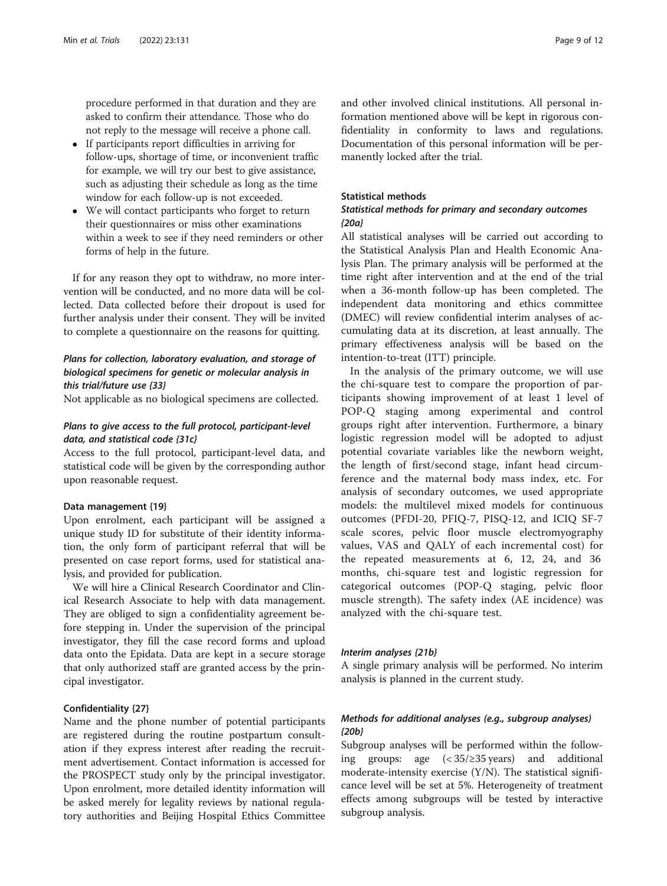procedure performed in that duration and they are asked to confirm their attendance. Those who do not reply to the message will receive a phone call.

- If participants report difficulties in arriving for follow-ups, shortage of time, or inconvenient traffic for example, we will try our best to give assistance, such as adjusting their schedule as long as the time window for each follow-up is not exceeded.
- We will contact participants who forget to return their questionnaires or miss other examinations within a week to see if they need reminders or other forms of help in the future.

If for any reason they opt to withdraw, no more intervention will be conducted, and no more data will be collected. Data collected before their dropout is used for further analysis under their consent. They will be invited to complete a questionnaire on the reasons for quitting.

### *Plans for collection, laboratory evaluation, and storage of biological specimens for genetic or molecular analysis in this trial/future use {33}*

Not applicable as no biological specimens are collected.

### *Plans to give access to the full protocol, participant-level data, and statistical code {31c}*

Access to the full protocol, participant-level data, and statistical code will be given by the corresponding author upon reasonable request.

## Data management {19}

Upon enrolment, each participant will be assigned a unique study ID for substitute of their identity information, the only form of participant referral that will be presented on case report forms, used for statistical analysis, and provided for publication.

We will hire a Clinical Research Coordinator and Clinical Research Associate to help with data management. They are obliged to sign a confidentiality agreement before stepping in. Under the supervision of the principal investigator, they fill the case record forms and upload data onto the Epidata. Data are kept in a secure storage that only authorized staff are granted access by the principal investigator.

## Confidentiality {27}

Name and the phone number of potential participants are registered during the routine postpartum consultation if they express interest after reading the recruitment advertisement. Contact information is accessed for the PROSPECT study only by the principal investigator. Upon enrolment, more detailed identity information will be asked merely for legality reviews by national regulatory authorities and Beijing Hospital Ethics Committee and other involved clinical institutions. All personal information mentioned above will be kept in rigorous confidentiality in conformity to laws and regulations. Documentation of this personal information will be permanently locked after the trial.

## Statistical methods

### *Statistical methods for primary and secondary outcomes {20a}*

All statistical analyses will be carried out according to the Statistical Analysis Plan and Health Economic Analysis Plan. The primary analysis will be performed at the time right after intervention and at the end of the trial when a 36-month follow-up has been completed. The independent data monitoring and ethics committee (DMEC) will review confidential interim analyses of accumulating data at its discretion, at least annually. The primary effectiveness analysis will be based on the intention-to-treat (ITT) principle.

In the analysis of the primary outcome, we will use the chi-square test to compare the proportion of participants showing improvement of at least 1 level of POP-Q staging among experimental and control groups right after intervention. Furthermore, a binary logistic regression model will be adopted to adjust potential covariate variables like the newborn weight, the length of first/second stage, infant head circumference and the maternal body mass index, etc. For analysis of secondary outcomes, we used appropriate models: the multilevel mixed models for continuous outcomes (PFDI-20, PFIQ-7, PISQ-12, and ICIQ SF-7 scale scores, pelvic floor muscle electromyography values, VAS and QALY of each incremental cost) for the repeated measurements at 6, 12, 24, and 36 months, chi-square test and logistic regression for categorical outcomes (POP-Q staging, pelvic floor muscle strength). The safety index (AE incidence) was analyzed with the chi-square test.

### *Interim analyses {21b}*

A single primary analysis will be performed. No interim analysis is planned in the current study.

### *Methods for additional analyses (e.g., subgroup analyses) {20b}*

Subgroup analyses will be performed within the following groups: age (< 35/≥35 years) and additional moderate-intensity exercise (Y/N). The statistical significance level will be set at 5%. Heterogeneity of treatment effects among subgroups will be tested by interactive subgroup analysis.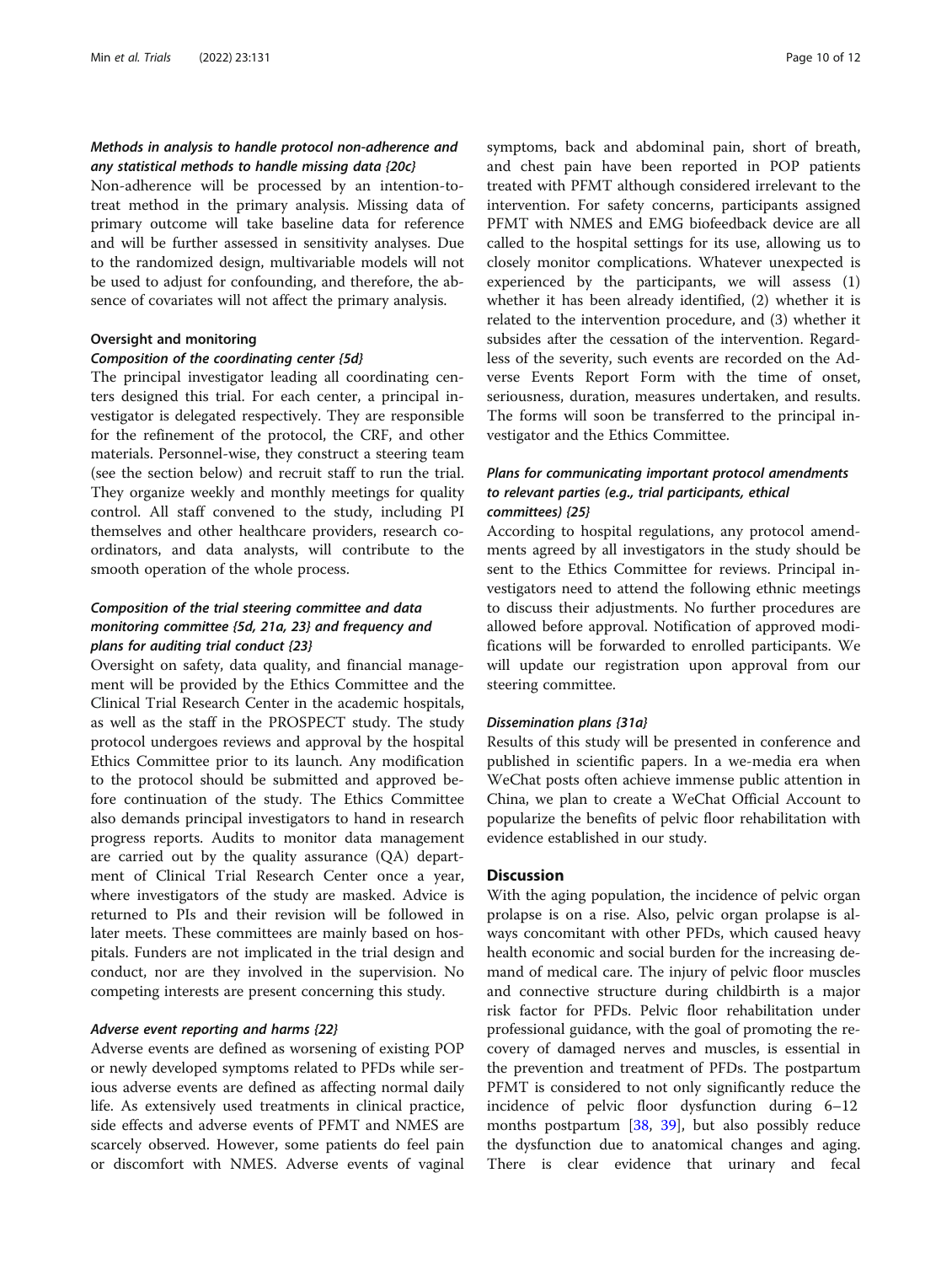#### *Methods in analysis to handle protocol non-adherence and any statistical methods to handle missing data {20c}*

Non-adherence will be processed by an intention-to-treat method in the primary analysis. Missing data of primary outcome will take baseline data for reference and will be further assessed in sensitivity analyses. Due to the randomized design, multivariable models will not be used to adjust for confounding, and therefore, the absence of covariates will not affect the primary analysis.

### Oversight and monitoring

#### *Composition of the coordinating center {5d}*

The principal investigator leading all coordinating centers designed this trial. For each center, a principal investigator is delegated respectively. They are responsible for the refinement of the protocol, the CRF, and other materials. Personnel-wise, they construct a steering team (see the section below) and recruit staff to run the trial. They organize weekly and monthly meetings for quality control. All staff convened to the study, including PI themselves and other healthcare providers, research coordinators, and data analysts, will contribute to the smooth operation of the whole process.

#### *Composition of the trial steering committee and data monitoring committee {5d, 21a, 23} and frequency and plans for auditing trial conduct {23}*

Oversight on safety, data quality, and financial management will be provided by the Ethics Committee and the Clinical Trial Research Center in the academic hospitals, as well as the staff in the PROSPECT study. The study protocol undergoes reviews and approval by the hospital Ethics Committee prior to its launch. Any modification to the protocol should be submitted and approved before continuation of the study. The Ethics Committee also demands principal investigators to hand in research progress reports. Audits to monitor data management are carried out by the quality assurance (QA) department of Clinical Trial Research Center once a year, where investigators of the study are masked. Advice is returned to PIs and their revision will be followed in later meets. These committees are mainly based on hospitals. Funders are not implicated in the trial design and conduct, nor are they involved in the supervision. No competing interests are present concerning this study.

#### *Adverse event reporting and harms {22}*

Adverse events are defined as worsening of existing POP or newly developed symptoms related to PFDs while serious adverse events are defined as affecting normal daily life. As extensively used treatments in clinical practice, side effects and adverse events of PFMT and NMES are scarcely observed. However, some patients do feel pain or discomfort with NMES. Adverse events of vaginal symptoms, back and abdominal pain, short of breath, and chest pain have been reported in POP patients treated with PFMT although considered irrelevant to the intervention. For safety concerns, participants assigned PFMT with NMES and EMG biofeedback device are all called to the hospital settings for its use, allowing us to closely monitor complications. Whatever unexpected is experienced by the participants, we will assess (1) whether it has been already identified, (2) whether it is related to the intervention procedure, and (3) whether it subsides after the cessation of the intervention. Regardless of the severity, such events are recorded on the Adverse Events Report Form with the time of onset, seriousness, duration, measures undertaken, and results. The forms will soon be transferred to the principal investigator and the Ethics Committee.

#### *Plans for communicating important protocol amendments to relevant parties (e.g., trial participants, ethical committees) {25}*

According to hospital regulations, any protocol amendments agreed by all investigators in the study should be sent to the Ethics Committee for reviews. Principal investigators need to attend the following ethnic meetings to discuss their adjustments. No further procedures are allowed before approval. Notification of approved modifications will be forwarded to enrolled participants. We will update our registration upon approval from our steering committee.

#### *Dissemination plans {31a}*

Results of this study will be presented in conference and published in scientific papers. In a we-media era when WeChat posts often achieve immense public attention in China, we plan to create a WeChat Official Account to popularize the benefits of pelvic floor rehabilitation with evidence established in our study.

## Discussion

With the aging population, the incidence of pelvic organ prolapse is on a rise. Also, pelvic organ prolapse is always concomitant with other PFDs, which caused heavy health economic and social burden for the increasing demand of medical care. The injury of pelvic floor muscles and connective structure during childbirth is a major risk factor for PFDs. Pelvic floor rehabilitation under professional guidance, with the goal of promoting the recovery of damaged nerves and muscles, is essential in the prevention and treatment of PFDs. The postpartum PFMT is considered to not only significantly reduce the incidence of pelvic floor dysfunction during 6–12 months postpartum [38, 39], but also possibly reduce the dysfunction due to anatomical changes and aging. There is clear evidence that urinary and fecal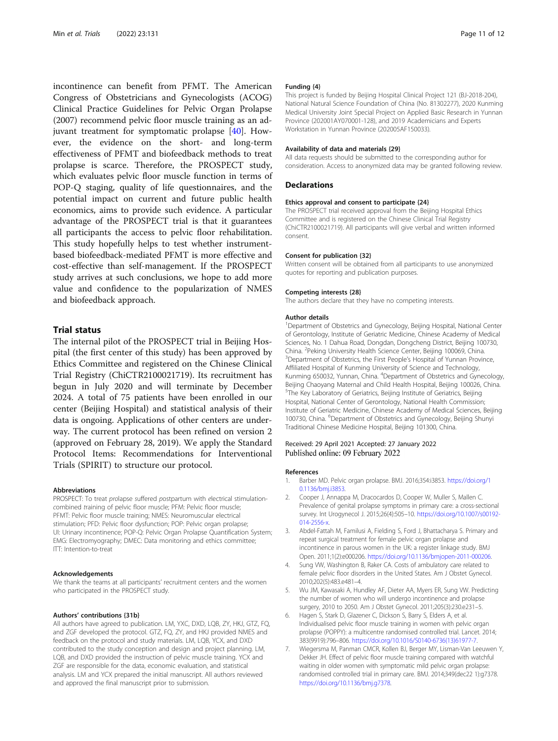incontinence can benefit from PFMT. The American Congress of Obstetricians and Gynecologists (ACOG) Clinical Practice Guidelines for Pelvic Organ Prolapse (2007) recommend pelvic floor muscle training as an adjuvant treatment for symptomatic prolapse [40]. However, the evidence on the short- and long-term effectiveness of PFMT and biofeedback methods to treat prolapse is scarce. Therefore, the PROSPECT study, which evaluates pelvic floor muscle function in terms of POP-Q staging, quality of life questionnaires, and the potential impact on current and future public health economics, aims to provide such evidence. A particular advantage of the PROSPECT trial is that it guarantees all participants the access to pelvic floor rehabilitation. This study hopefully helps to test whether instrument-based biofeedback-mediated PFMT is more effective and cost-effective than self-management. If the PROSPECT study arrives at such conclusions, we hope to add more value and confidence to the popularization of NMES and biofeedback approach.

## Trial status

The internal pilot of the PROSPECT trial in Beijing Hospital (the first center of this study) has been approved by Ethics Committee and registered on the Chinese Clinical Trial Registry (ChiCTR2100021719). Its recruitment has begun in July 2020 and will terminate by December 2024. A total of 75 patients have been enrolled in our center (Beijing Hospital) and statistical analysis of their data is ongoing. Applications of other centers are underway. The current protocol has been refined on version 2 (approved on February 28, 2019). We apply the Standard Protocol Items: Recommendations for Interventional Trials (SPIRIT) to structure our protocol.

#### Abbreviations

PROSPECT: To treat *pro*lapse *s*uffered *p*ostpartum with *e*lectrical stimulation-*c*ombined *t*raining of pelvic floor muscle; PFM: Pelvic floor muscle; PFMT: Pelvic floor muscle training; NMES: Neuromuscular electrical stimulation; PFD: Pelvic floor dysfunction; POP: Pelvic organ prolapse; UI: Urinary incontinence; POP-Q: Pelvic Organ Prolapse Quantification System; EMG: Electromyography; DMEC: Data monitoring and ethics committee; ITT: Intention-to-treat

#### Acknowledgements

We thank the teams at all participants' recruitment centers and the women who participated in the PROSPECT study.

#### Authors' contributions {31b}

All authors have agreed to publication. LM, YXC, DXD, LQB, ZY, HKJ, GTZ, FQ, and ZGF developed the protocol. GTZ, FQ, ZY, and HKJ provided NMES and feedback on the protocol and study materials. LM, LQB, YCX, and DXD contributed to the study conception and design and project planning. LM, LQB, and DXD provided the instruction of pelvic muscle training. YCX and ZGF are responsible for the data, economic evaluation, and statistical analysis. LM and YCX prepared the initial manuscript. All authors reviewed and approved the final manuscript prior to submission.

#### Funding {4}

This project is funded by Beijing Hospital Clinical Project 121 (BJ-2018-204), National Natural Science Foundation of China (No. 81302277), 2020 Kunming Medical University Joint Special Project on Applied Basic Research in Yunnan Province (202001AY070001-128), and 2019 Academicians and Experts Workstation in Yunnan Province (202005AF150033).

#### Availability of data and materials {29}

All data requests should be submitted to the corresponding author for consideration. Access to anonymized data may be granted following review.

## Declarations

#### Ethics approval and consent to participate {24}

The PROSPECT trial received approval from the Beijing Hospital Ethics Committee and is registered on the Chinese Clinical Trial Registry (ChiCTR2100021719). All participants will give verbal and written informed consent.

#### Consent for publication {32}

Written consent will be obtained from all participants to use anonymized quotes for reporting and publication purposes.

#### Competing interests {28}

The authors declare that they have no competing interests.

#### Author details

[1]Department of Obstetrics and Gynecology, Beijing Hospital, National Center of Gerontology, Institute of Geriatric Medicine, Chinese Academy of Medical Sciences, No. 1 Dahua Road, Dongdan, Dongcheng District, Beijing 100730, China. [2]Peking University Health Science Center, Beijing 100069, China. [3]Department of Obstetrics, the First People's Hospital of Yunnan Province, Affiliated Hospital of Kunming University of Science and Technology, Kunming 650032, Yunnan, China. [4]Department of Obstetrics and Gynecology, Beijing Chaoyang Maternal and Child Health Hospital, Beijing 100026, China. [5]The Key Laboratory of Geriatrics, Beijing Institute of Geriatrics, Beijing Hospital, National Center of Gerontology, National Health Commission; Institute of Geriatric Medicine, Chinese Academy of Medical Sciences, Beijing 100730, China. [6]Department of Obstetrics and Gynecology, Beijing Shunyi Traditional Chinese Medicine Hospital, Beijing 101300, China.

Received: 29 April 2021 Accepted: 27 January 2022
Published online: 09 February 2022

#### References

1. Barber MD. Pelvic organ prolapse. BMJ. 2016;354:i3853. https://doi.org/10.1136/bmj.i3853.
2. Cooper J, Annappa M, Dracocardos D, Cooper W, Muller S, Mallen C. Prevalence of genital prolapse symptoms in primary care: a cross-sectional survey. Int Urogynecol J. 2015;26(4):505–10. https://doi.org/10.1007/s00192-014-2556-x.
3. Abdel-Fattah M, Familusi A, Fielding S, Ford J, Bhattacharya S. Primary and repeat surgical treatment for female pelvic organ prolapse and incontinence in parous women in the UK: a register linkage study. BMJ Open. 2011;1(2):e000206. https://doi.org/10.1136/bmjopen-2011-000206.
4. Sung VW, Washington B, Raker CA. Costs of ambulatory care related to female pelvic floor disorders in the United States. Am J Obstet Gynecol. 2010;202(5):483.e481–4.
5. Wu JM, Kawasaki A, Hundley AF, Dieter AA, Myers ER, Sung VW. Predicting the number of women who will undergo incontinence and prolapse surgery, 2010 to 2050. Am J Obstet Gynecol. 2011;205(3):230.e231–5.
6. Hagen S, Stark D, Glazener C, Dickson S, Barry S, Elders A, et al. Individualised pelvic floor muscle training in women with pelvic organ prolapse (POPPY): a multicentre randomised controlled trial. Lancet. 2014;383(9919):796–806. https://doi.org/10.1016/S0140-6736(13)61977-7.
7. Wiegersma M, Panman CMCR, Kollen BJ, Berger MY, Lisman-Van Leeuwen Y, Dekker JH. Effect of pelvic floor muscle training compared with watchful waiting in older women with symptomatic mild pelvic organ prolapse: randomised controlled trial in primary care. BMJ. 2014;349(dec22 1):g7378. https://doi.org/10.1136/bmj.g7378.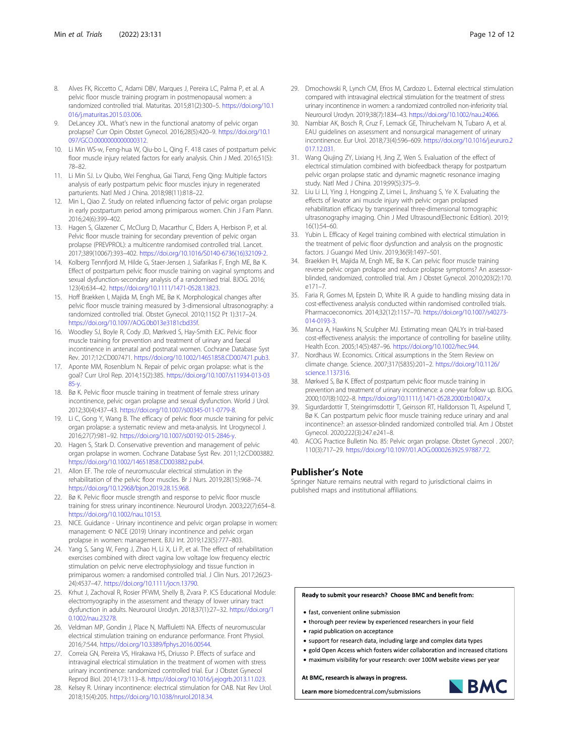8. Alves FK, Riccetto C, Adami DBV, Marques J, Pereira LC, Palma P, et al. A pelvic floor muscle training program in postmenopausal women: a randomized controlled trial. Maturitas. 2015;81(2):300–5. https://doi.org/10.1016/j.maturitas.2015.03.006.
9. DeLancey JOL. What's new in the functional anatomy of pelvic organ prolapse? Curr Opin Obstet Gynecol. 2016;28(5):420–9. https://doi.org/10.1097/GCO.0000000000000312.
10. Li Min WS-w, Feng-hua W, Qiu-bo L, Qing F. 418 cases of postpartum pelvic floor muscle injury related factors for early analysis. Chin J Med. 2016;51(5):78–82.
11. Li Min SJ. Lv Qiubo, Wei Fenghua, Gai Tianzi, Feng Qing: Multiple factors analysis of early postpartum pelvic floor muscles injury in regenerated parturients. Natl Med J China. 2018;98(11):818–22.
12. Min L, Qiao Z. Study on related influencing factor of pelvic organ prolapse in early postpartum period among primiparous women. Chin J Fam Plann. 2016;24(6):399–402.
13. Hagen S, Glazener C, McClurg D, Macarthur C, Elders A, Herbison P, et al. Pelvic floor muscle training for secondary prevention of pelvic organ prolapse (PREVPROL): a multicentre randomised controlled trial. Lancet. 2017;389(10067):393–402. https://doi.org/10.1016/S0140-6736(16)32109-2.
14. Kolberg Tennfjord M, Hilde G, Staer-Jensen J, Siafarikas F, Engh ME, Bø K. Effect of postpartum pelvic floor muscle training on vaginal symptoms and sexual dysfunction-secondary analysis of a randomised trial. BJOG. 2016;123(4):634–42. https://doi.org/10.1111/1471-0528.13823.
15. Hoff Brækken I, Majida M, Engh ME, Bø K. Morphological changes after pelvic floor muscle training measured by 3-dimensional ultrasonography: a randomized controlled trial. Obstet Gynecol. 2010;115(2 Pt 1):317–24. https://doi.org/10.1097/AOG.0b013e3181cbd35f.
16. Woodley SJ, Boyle R, Cody JD, Mørkved S, Hay-Smith EJC. Pelvic floor muscle training for prevention and treatment of urinary and faecal incontinence in antenatal and postnatal women. Cochrane Database Syst Rev. 2017;12:CD007471. https://doi.org/10.1002/14651858.CD007471.pub3.
17. Aponte MM, Rosenblum N. Repair of pelvic organ prolapse: what is the goal? Curr Urol Rep. 2014;15(2):385. https://doi.org/10.1007/s11934-013-0385-y.
18. Bø K. Pelvic floor muscle training in treatment of female stress urinary incontinence, pelvic organ prolapse and sexual dysfunction. World J Urol. 2012;30(4):437–43. https://doi.org/10.1007/s00345-011-0779-8.
19. Li C, Gong Y, Wang B. The efficacy of pelvic floor muscle training for pelvic organ prolapse: a systematic review and meta-analysis. Int Urogynecol J. 2016;27(7):981–92. https://doi.org/10.1007/s00192-015-2846-y.
20. Hagen S, Stark D. Conservative prevention and management of pelvic organ prolapse in women. Cochrane Database Syst Rev. 2011;12:CD003882. https://doi.org/10.1002/14651858.CD003882.pub4.
21. Allon EF. The role of neuromuscular electrical stimulation in the rehabilitation of the pelvic floor muscles. Br J Nurs. 2019;28(15):968–74. https://doi.org/10.12968/bjon.2019.28.15.968.
22. Bø K. Pelvic floor muscle strength and response to pelvic floor muscle training for stress urinary incontinence. Neurourol Urodyn. 2003;22(7):654–8. https://doi.org/10.1002/nau.10153.
23. NICE. Guidance - Urinary incontinence and pelvic organ prolapse in women: management: © NICE (2019) Urinary incontinence and pelvic organ prolapse in women: management. BJU Int. 2019;123(5):777–803.
24. Yang S, Sang W, Feng J, Zhao H, Li X, Li P, et al. The effect of rehabilitation exercises combined with direct vagina low voltage low frequency electric stimulation on pelvic nerve electrophysiology and tissue function in primiparous women: a randomised controlled trial. J Clin Nurs. 2017;26(23-24):4537–47. https://doi.org/10.1111/jocn.13790.
25. Krhut J, Zachoval R, Rosier PFWM, Shelly B, Zvara P. ICS Educational Module: electromyography in the assessment and therapy of lower urinary tract dysfunction in adults. Neurourol Urodyn. 2018;37(1):27–32. https://doi.org/10.1002/nau.23278.
26. Veldman MP, Gondin J, Place N, Maffiuletti NA. Effects of neuromuscular electrical stimulation training on endurance performance. Front Physiol. 2016;7:544. https://doi.org/10.3389/fphys.2016.00544.
27. Correia GN, Pereira VS, Hirakawa HS, Driusso P. Effects of surface and intravaginal electrical stimulation in the treatment of women with stress urinary incontinence: randomized controlled trial. Eur J Obstet Gynecol Reprod Biol. 2014;173:113–8. https://doi.org/10.1016/j.ejogrb.2013.11.023.
28. Kelsey R. Urinary incontinence: electrical stimulation for OAB. Nat Rev Urol. 2018;15(4):205. https://doi.org/10.1038/nrurol.2018.34.
29. Dmochowski R, Lynch CM, Efros M, Cardozo L. External electrical stimulation compared with intravaginal electrical stimulation for the treatment of stress urinary incontinence in women: a randomized controlled non-inferiority trial. Neurourol Urodyn. 2019;38(7):1834–43. https://doi.org/10.1002/nau.24066.
30. Nambiar AK, Bosch R, Cruz F, Lemack GE, Thiruchelvam N, Tubaro A, et al. EAU guidelines on assessment and nonsurgical management of urinary incontinence. Eur Urol. 2018;73(4):596–609. https://doi.org/10.1016/j.eururo.2017.12.031.
31. Wang Qiujing ZY, Lixiang H, Jing Z, Wen S. Evaluation of the effect of electrical stimulation combined with biofeedback therapy for postpartum pelvic organ prolapse static and dynamic magnetic resonance imaging study. Natl Med J China. 2019;99(5):375–9.
32. Liu Li LJ, Ying J, Hongping Z, Limei L, Jinshuang S, Ye X. Evaluating the effects of levator ani muscle injury with pelvic organ prolapsed rehabilitation efficacy by transperineal three-dimensional tomographic ultrasonography imaging. Chin J Med Ultrasound(Electronic Edition). 2019;16(1):54–60.
33. Yubin L. Efficacy of Kegel training combined with electrical stimulation in the treatment of pelvic floor dysfunction and analysis on the prognostic factors. J Guangxi Med Univ. 2019;36(9):1497–501.
34. Braekken IH, Majida M, Engh ME, Bø K. Can pelvic floor muscle training reverse pelvic organ prolapse and reduce prolapse symptoms? An assessor-blinded, randomized, controlled trial. Am J Obstet Gynecol. 2010;203(2):170.e171–7.
35. Faria R, Gomes M, Epstein D, White IR. A guide to handling missing data in cost-effectiveness analysis conducted within randomised controlled trials. Pharmacoeconomics. 2014;32(12):1157–70. https://doi.org/10.1007/s40273-014-0193-3.
36. Manca A, Hawkins N, Sculpher MJ. Estimating mean QALYs in trial-based cost-effectiveness analysis: the importance of controlling for baseline utility. Health Econ. 2005;14(5):487–96. https://doi.org/10.1002/hec.944.
37. Nordhaus W. Economics. Critical assumptions in the Stern Review on climate change. Science. 2007;317(5835):201–2. https://doi.org/10.1126/science.1137316.
38. Mørkved S, Bø K. Effect of postpartum pelvic floor muscle training in prevention and treatment of urinary incontinence: a one-year follow up. BJOG. 2000;107(8):1022–8. https://doi.org/10.1111/j.1471-0528.2000.tb10407.x.
39. Sigurdardottir T, Steingrimsdottir T, Geirsson RT, Halldorsson TI, Aspelund T, Bø K. Can postpartum pelvic floor muscle training reduce urinary and anal incontinence?: an assessor-blinded randomized controlled trial. Am J Obstet Gynecol. 2020;222(3):247.e241–8.
40. ACOG Practice Bulletin No. 85: Pelvic organ prolapse. Obstet Gynecol . 2007;110(3):717–29. https://doi.org/10.1097/01.AOG.0000263925.97887.72.

## Publisher's Note

Springer Nature remains neutral with regard to jurisdictional claims in published maps and institutional affiliations.

**Ready to submit your research? Choose BMC and benefit from:**

- fast, convenient online submission
- thorough peer review by experienced researchers in your field
- rapid publication on acceptance
- support for research data, including large and complex data types
- gold Open Access which fosters wider collaboration and increased citations
- maximum visibility for your research: over 100M website views per year

**At BMC, research is always in progress.**

**Learn more** biomedcentral.com/submissions

BMC